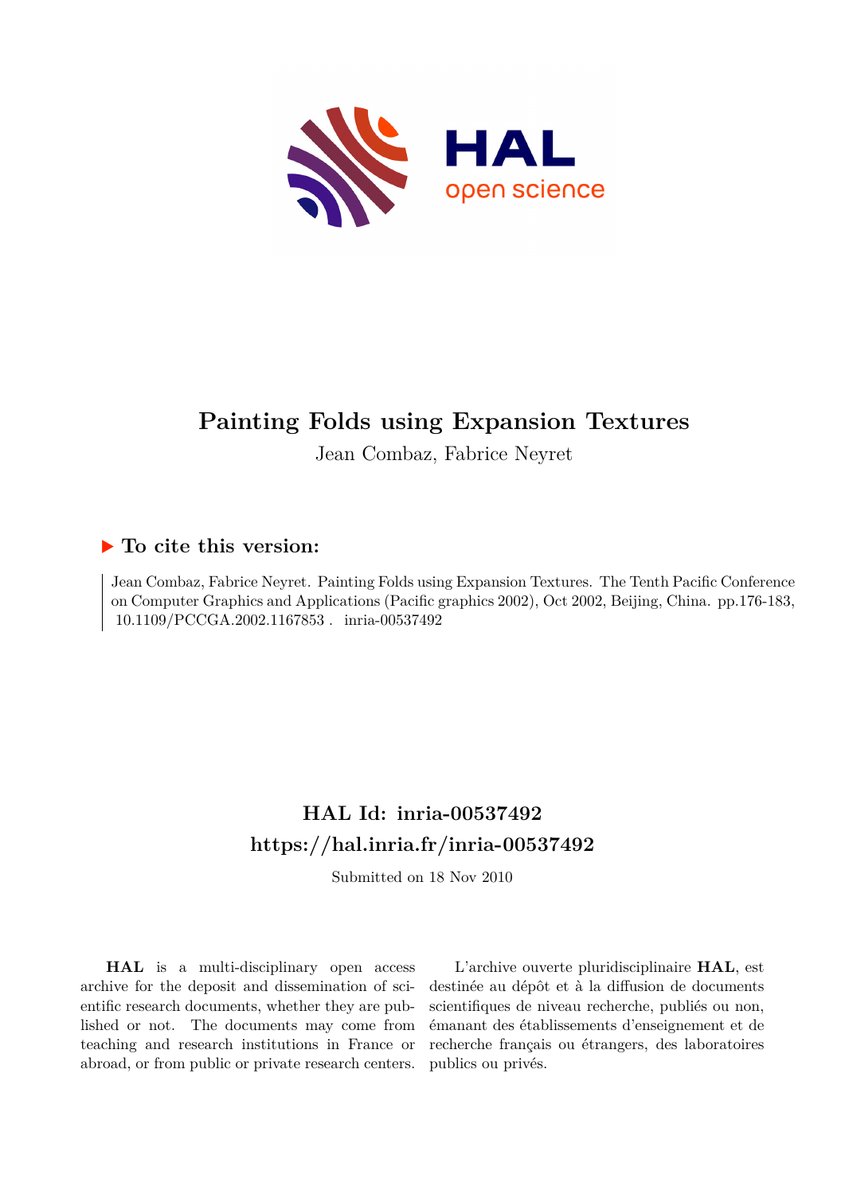# Painting Folds using Expansion Textures

Jean Combaz, Fabrice Neyret

## ▶ To cite this version:

Jean Combaz, Fabrice Neyret. Painting Folds using Expansion Textures. The Tenth Pacific Conference on Computer Graphics and Applications (Pacific graphics 2002), Oct 2002, Beijing, China. pp.176-183, 10.1109/PCCGA.2002.1167853 . inria-00537492

## HAL Id: inria-00537492
## https://hal.inria.fr/inria-00537492

Submitted on 18 Nov 2010

**HAL** is a multi-disciplinary open access archive for the deposit and dissemination of scientific research documents, whether they are published or not. The documents may come from teaching and research institutions in France or abroad, or from public or private research centers.

L'archive ouverte pluridisciplinaire **HAL**, est destinée au dépôt et à la diffusion de documents scientifiques de niveau recherche, publiés ou non, émanant des établissements d'enseignement et de recherche français ou étrangers, des laboratoires publics ou privés.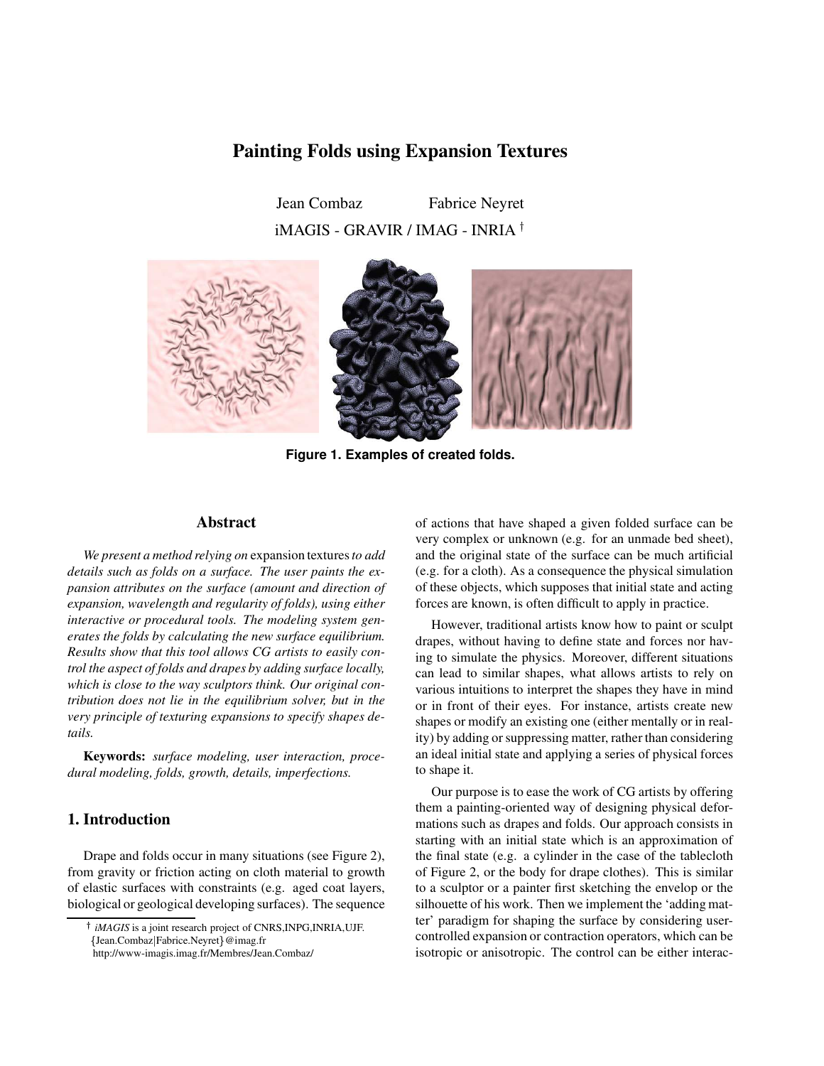# Painting Folds using Expansion Textures

Jean Combaz Fabrice Neyret

iMAGIS - GRAVIR / IMAG - INRIA †

**Figure 1. Examples of created folds.**

## Abstract

*We present a method relying on* expansion textures *to add details such as folds on a surface. The user paints the expansion attributes on the surface (amount and direction of expansion, wavelength and regularity of folds), using either interactive or procedural tools. The modeling system generates the folds by calculating the new surface equilibrium. Results show that this tool allows CG artists to easily control the aspect of folds and drapes by adding surface locally, which is close to the way sculptors think. Our original contribution does not lie in the equilibrium solver, but in the very principle of texturing expansions to specify shapes details.*

**Keywords:** *surface modeling, user interaction, procedural modeling, folds, growth, details, imperfections.*

## 1. Introduction

Drape and folds occur in many situations (see Figure 2), from gravity or friction acting on cloth material to growth of elastic surfaces with constraints (e.g. aged coat layers, biological or geological developing surfaces). The sequence of actions that have shaped a given folded surface can be very complex or unknown (e.g. for an unmade bed sheet), and the original state of the surface can be much artificial (e.g. for a cloth). As a consequence the physical simulation of these objects, which supposes that initial state and acting forces are known, is often difficult to apply in practice.

However, traditional artists know how to paint or sculpt drapes, without having to define state and forces nor having to simulate the physics. Moreover, different situations can lead to similar shapes, what allows artists to rely on various intuitions to interpret the shapes they have in mind or in front of their eyes. For instance, artists create new shapes or modify an existing one (either mentally or in reality) by adding or suppressing matter, rather than considering an ideal initial state and applying a series of physical forces to shape it.

Our purpose is to ease the work of CG artists by offering them a painting-oriented way of designing physical deformations such as drapes and folds. Our approach consists in starting with an initial state which is an approximation of the final state (e.g. a cylinder in the case of the tablecloth of Figure 2, or the body for drape clothes). This is similar to a sculptor or a painter first sketching the envelop or the silhouette of his work. Then we implement the 'adding matter' paradigm for shaping the surface by considering user-controlled expansion or contraction operators, which can be isotropic or anisotropic. The control can be either interac-

† *iMAGIS* is a joint research project of CNRS,INPG,INRIA,UJF. {Jean.Combaz|Fabrice.Neyret}@imag.fr http://www-imagis.imag.fr/Membres/Jean.Combaz/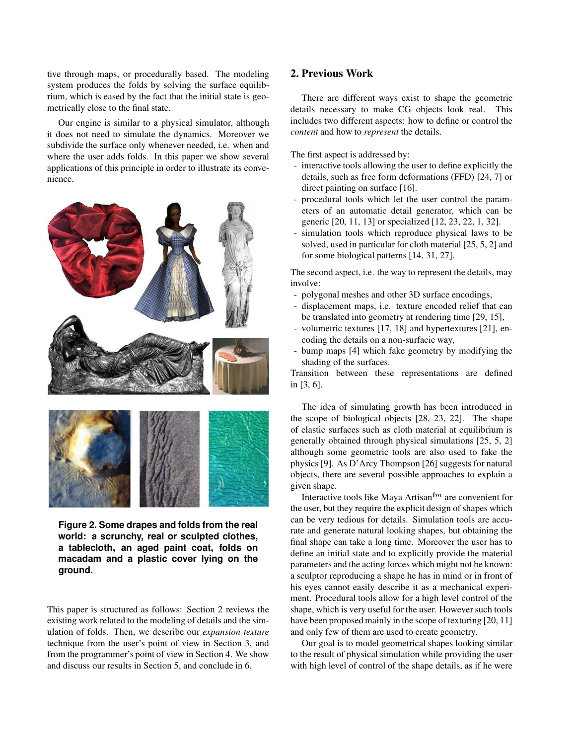tive through maps, or procedurally based. The modeling system produces the folds by solving the surface equilibrium, which is eased by the fact that the initial state is geometrically close to the final state.

Our engine is similar to a physical simulator, although it does not need to simulate the dynamics. Moreover we subdivide the surface only whenever needed, i.e. when and where the user adds folds. In this paper we show several applications of this principle in order to illustrate its convenience.

**Figure 2. Some drapes and folds from the real world: a scrunchy, real or sculpted clothes, a tablecloth, an aged paint coat, folds on macadam and a plastic cover lying on the ground.**

This paper is structured as follows: Section 2 reviews the existing work related to the modeling of details and the simulation of folds. Then, we describe our *expansion texture* technique from the user's point of view in Section 3, and from the programmer's point of view in Section 4. We show and discuss our results in Section 5, and conclude in 6.

## 2. Previous Work

There are different ways exist to shape the geometric details necessary to make CG objects look real. This includes two different aspects: how to define or control the *content* and how to *represent* the details.

The first aspect is addressed by:

- interactive tools allowing the user to define explicitly the details, such as free form deformations (FFD) [24, 7] or direct painting on surface [16].
- procedural tools which let the user control the parameters of an automatic detail generator, which can be generic [20, 11, 13] or specialized [12, 23, 22, 1, 32].
- simulation tools which reproduce physical laws to be solved, used in particular for cloth material [25, 5, 2] and for some biological patterns [14, 31, 27].

The second aspect, i.e. the way to represent the details, may involve:

- polygonal meshes and other 3D surface encodings,
- displacement maps, i.e. texture encoded relief that can be translated into geometry at rendering time [29, 15],
- volumetric textures [17, 18] and hypertextures [21], encoding the details on a non-surfacic way,
- bump maps [4] which fake geometry by modifying the shading of the surfaces.

Transition between these representations are defined in [3, 6].

The idea of simulating growth has been introduced in the scope of biological objects [28, 23, 22]. The shape of elastic surfaces such as cloth material at equilibrium is generally obtained through physical simulations [25, 5, 2] although some geometric tools are also used to fake the physics [9]. As D'Arcy Thompson [26] suggests for natural objects, there are several possible approaches to explain a given shape.

Interactive tools like Maya Artisan$^{tm}$ are convenient for the user, but they require the explicit design of shapes which can be very tedious for details. Simulation tools are accurate and generate natural looking shapes, but obtaining the final shape can take a long time. Moreover the user has to define an initial state and to explicitly provide the material parameters and the acting forces which might not be known: a sculptor reproducing a shape he has in mind or in front of his eyes cannot easily describe it as a mechanical experiment. Procedural tools allow for a high level control of the shape, which is very useful for the user. However such tools have been proposed mainly in the scope of texturing [20, 11] and only few of them are used to create geometry.

Our goal is to model geometrical shapes looking similar to the result of physical simulation while providing the user with high level of control of the shape details, as if he were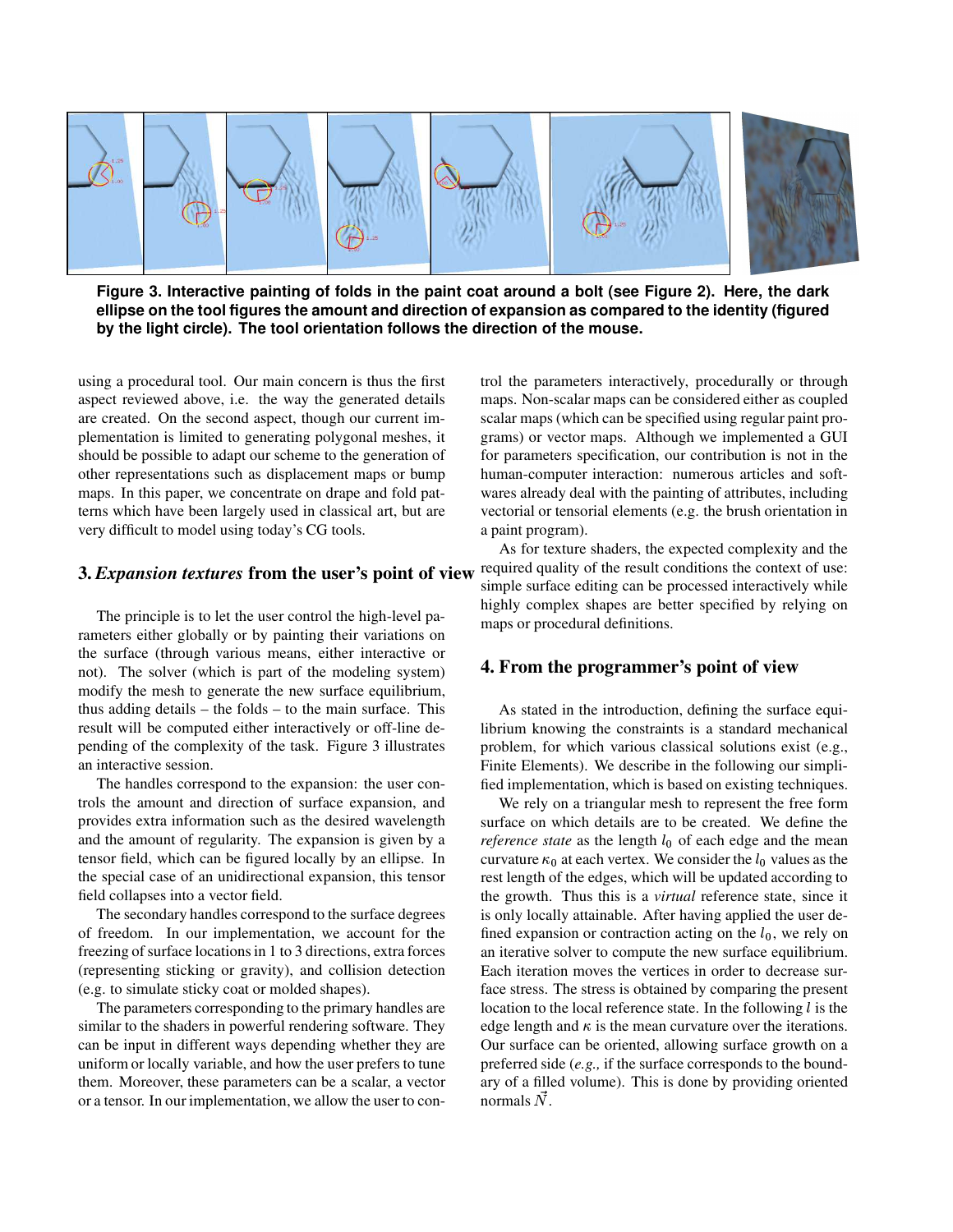**Figure 3. Interactive painting of folds in the paint coat around a bolt (see Figure 2). Here, the dark ellipse on the tool figures the amount and direction of expansion as compared to the identity (figured by the light circle). The tool orientation follows the direction of the mouse.**

using a procedural tool. Our main concern is thus the first aspect reviewed above, i.e. the way the generated details are created. On the second aspect, though our current implementation is limited to generating polygonal meshes, it should be possible to adapt our scheme to the generation of other representations such as displacement maps or bump maps. In this paper, we concentrate on drape and fold patterns which have been largely used in classical art, but are very difficult to model using today's CG tools.

## 3. *Expansion textures* from the user's point of view

The principle is to let the user control the high-level parameters either globally or by painting their variations on the surface (through various means, either interactive or not). The solver (which is part of the modeling system) modify the mesh to generate the new surface equilibrium, thus adding details – the folds – to the main surface. This result will be computed either interactively or off-line depending of the complexity of the task. Figure 3 illustrates an interactive session.

The handles correspond to the expansion: the user controls the amount and direction of surface expansion, and provides extra information such as the desired wavelength and the amount of regularity. The expansion is given by a tensor field, which can be figured locally by an ellipse. In the special case of an unidirectional expansion, this tensor field collapses into a vector field.

The secondary handles correspond to the surface degrees of freedom. In our implementation, we account for the freezing of surface locations in 1 to 3 directions, extra forces (representing sticking or gravity), and collision detection (e.g. to simulate sticky coat or molded shapes).

The parameters corresponding to the primary handles are similar to the shaders in powerful rendering software. They can be input in different ways depending whether they are uniform or locally variable, and how the user prefers to tune them. Moreover, these parameters can be a scalar, a vector or a tensor. In our implementation, we allow the user to control the parameters interactively, procedurally or through maps. Non-scalar maps can be considered either as coupled scalar maps (which can be specified using regular paint programs) or vector maps. Although we implemented a GUI for parameters specification, our contribution is not in the human-computer interaction: numerous articles and softwares already deal with the painting of attributes, including vectorial or tensorial elements (e.g. the brush orientation in a paint program).

As for texture shaders, the expected complexity and the required quality of the result conditions the context of use: simple surface editing can be processed interactively while highly complex shapes are better specified by relying on maps or procedural definitions.

## 4. From the programmer's point of view

As stated in the introduction, defining the surface equilibrium knowing the constraints is a standard mechanical problem, for which various classical solutions exist (e.g., Finite Elements). We describe in the following our simplified implementation, which is based on existing techniques.

We rely on a triangular mesh to represent the free form surface on which details are to be created. We define the *reference state* as the length $l_0$ of each edge and the mean curvature $\kappa_0$ at each vertex. We consider the $l_0$ values as the rest length of the edges, which will be updated according to the growth. Thus this is a *virtual* reference state, since it is only locally attainable. After having applied the user defined expansion or contraction acting on the $l_0$, we rely on an iterative solver to compute the new surface equilibrium. Each iteration moves the vertices in order to decrease surface stress. The stress is obtained by comparing the present location to the local reference state. In the following $l$ is the edge length and $\kappa$ is the mean curvature over the iterations. Our surface can be oriented, allowing surface growth on a preferred side (*e.g.,* if the surface corresponds to the boundary of a filled volume). This is done by providing oriented normals $\vec{N}$.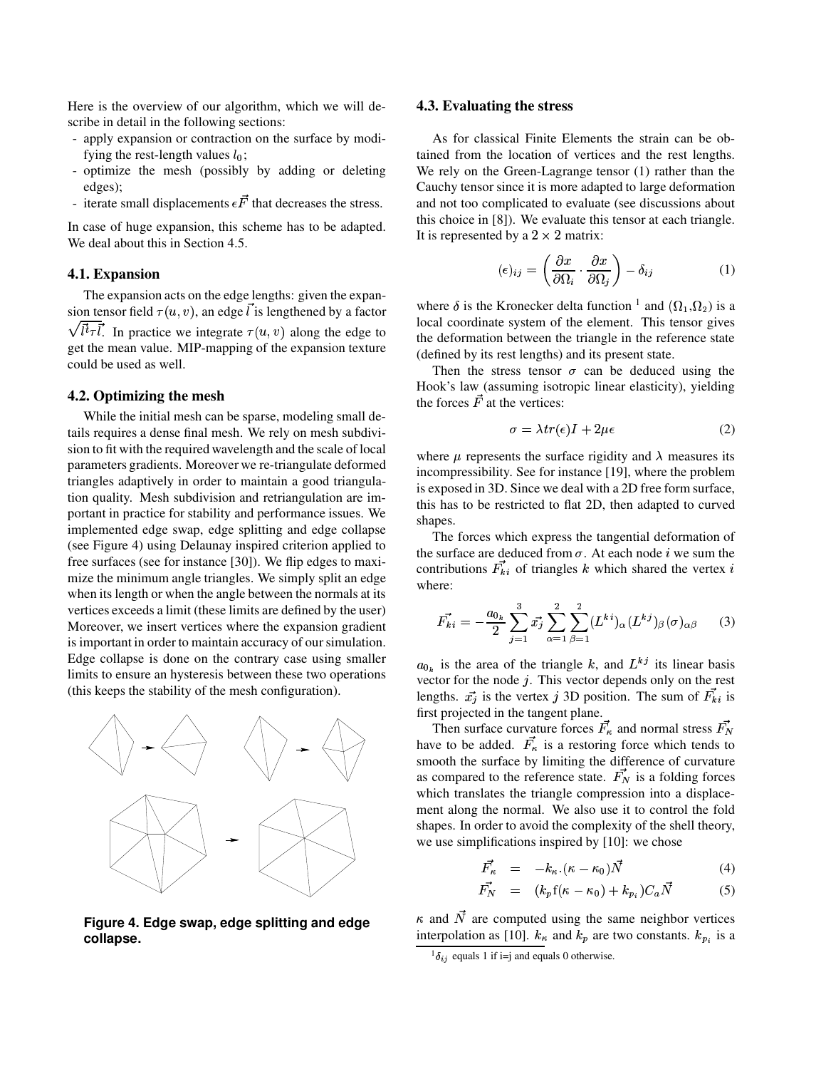Here is the overview of our algorithm, which we will describe in detail in the following sections:

- apply expansion or contraction on the surface by modifying the rest-length values $l_0$;
- optimize the mesh (possibly by adding or deleting edges);
- iterate small displacements $\epsilon\vec{F}$ that decreases the stress.

In case of huge expansion, this scheme has to be adapted. We deal about this in Section 4.5.

### 4.1. Expansion

The expansion acts on the edge lengths: given the expansion tensor field $\tau(u,v)$, an edge $\vec{l}$ is lengthened by a factor $\sqrt{\vec{l}^t\tau\vec{l}}$. In practice we integrate $\tau(u,v)$ along the edge to get the mean value. MIP-mapping of the expansion texture could be used as well.

### 4.2. Optimizing the mesh

While the initial mesh can be sparse, modeling small details requires a dense final mesh. We rely on mesh subdivision to fit with the required wavelength and the scale of local parameters gradients. Moreover we re-triangulate deformed triangles adaptively in order to maintain a good triangulation quality. Mesh subdivision and retriangulation are important in practice for stability and performance issues. We implemented edge swap, edge splitting and edge collapse (see Figure 4) using Delaunay inspired criterion applied to free surfaces (see for instance [30]). We flip edges to maximize the minimum angle triangles. We simply split an edge when its length or when the angle between the normals at its vertices exceeds a limit (these limits are defined by the user) Moreover, we insert vertices where the expansion gradient is important in order to maintain accuracy of our simulation. Edge collapse is done on the contrary case using smaller limits to ensure an hysteresis between these two operations (this keeps the stability of the mesh configuration).

**Figure 4. Edge swap, edge splitting and edge collapse.**

### 4.3. Evaluating the stress

As for classical Finite Elements the strain can be obtained from the location of vertices and the rest lengths. We rely on the Green-Lagrange tensor (1) rather than the Cauchy tensor since it is more adapted to large deformation and not too complicated to evaluate (see discussions about this choice in [8]). We evaluate this tensor at each triangle. It is represented by a $2 \times 2$ matrix:

$$(\epsilon)_{ij} = \left(\frac{\partial x}{\partial \Omega_i} \cdot \frac{\partial x}{\partial \Omega_j}\right) - \delta_{ij} \qquad (1)$$

where $\delta$ is the Kronecker delta function [1] and $(\Omega_1,\Omega_2)$ is a local coordinate system of the element. This tensor gives the deformation between the triangle in the reference state (defined by its rest lengths) and its present state.

Then the stress tensor $\sigma$ can be deduced using the Hook's law (assuming isotropic linear elasticity), yielding the forces $\vec{F}$ at the vertices:

$$\sigma = \lambda tr(\epsilon) I + 2\mu\epsilon \qquad (2)$$

where $\mu$ represents the surface rigidity and $\lambda$ measures its incompressibility. See for instance [19], where the problem is exposed in 3D. Since we deal with a 2D free form surface, this has to be restricted to flat 2D, then adapted to curved shapes.

The forces which express the tangential deformation of the surface are deduced from $\sigma$. At each node $i$ we sum the contributions $\vec{F_{ki}}$ of triangles $k$ which shared the vertex $i$ where:

$$\vec{F_{ki}} = -\frac{a_{0_k}}{2} \sum_{j=1}^{3} \vec{x_j} \sum_{\alpha=1}^{2} \sum_{\beta=1}^{2} (L^{ki})_\alpha (L^{kj})_\beta (\sigma)_{\alpha\beta} \qquad (3)$$

$a_{0_k}$ is the area of the triangle $k$, and $L^{kj}$ its linear basis vector for the node $j$. This vector depends only on the rest lengths. $\vec{x_j}$ is the vertex $j$ 3D position. The sum of $\vec{F_{ki}}$ is first projected in the tangent plane.

Then surface curvature forces $\vec{F_\kappa}$ and normal stress $\vec{F_N}$ have to be added. $\vec{F_\kappa}$ is a restoring force which tends to smooth the surface by limiting the difference of curvature as compared to the reference state. $\vec{F_N}$ is a folding forces which translates the triangle compression into a displacement along the normal. We also use it to control the fold shapes. In order to avoid the complexity of the shell theory, we use simplifications inspired by [10]: we chose

$$\vec{F_\kappa} = -k_\kappa.(\kappa - \kappa_0)\vec{N} \qquad (4)$$

$$\vec{F_N} = (k_p \mathrm{f}(\kappa - \kappa_0) + k_{p_i}) C_a \vec{N} \qquad (5)$$

$\kappa$ and $\vec{N}$ are computed using the same neighbor vertices interpolation as [10]. $k_\kappa$ and $k_p$ are two constants. $k_{p_i}$ is a

[1] $\delta_{ij}$ equals 1 if i=j and equals 0 otherwise.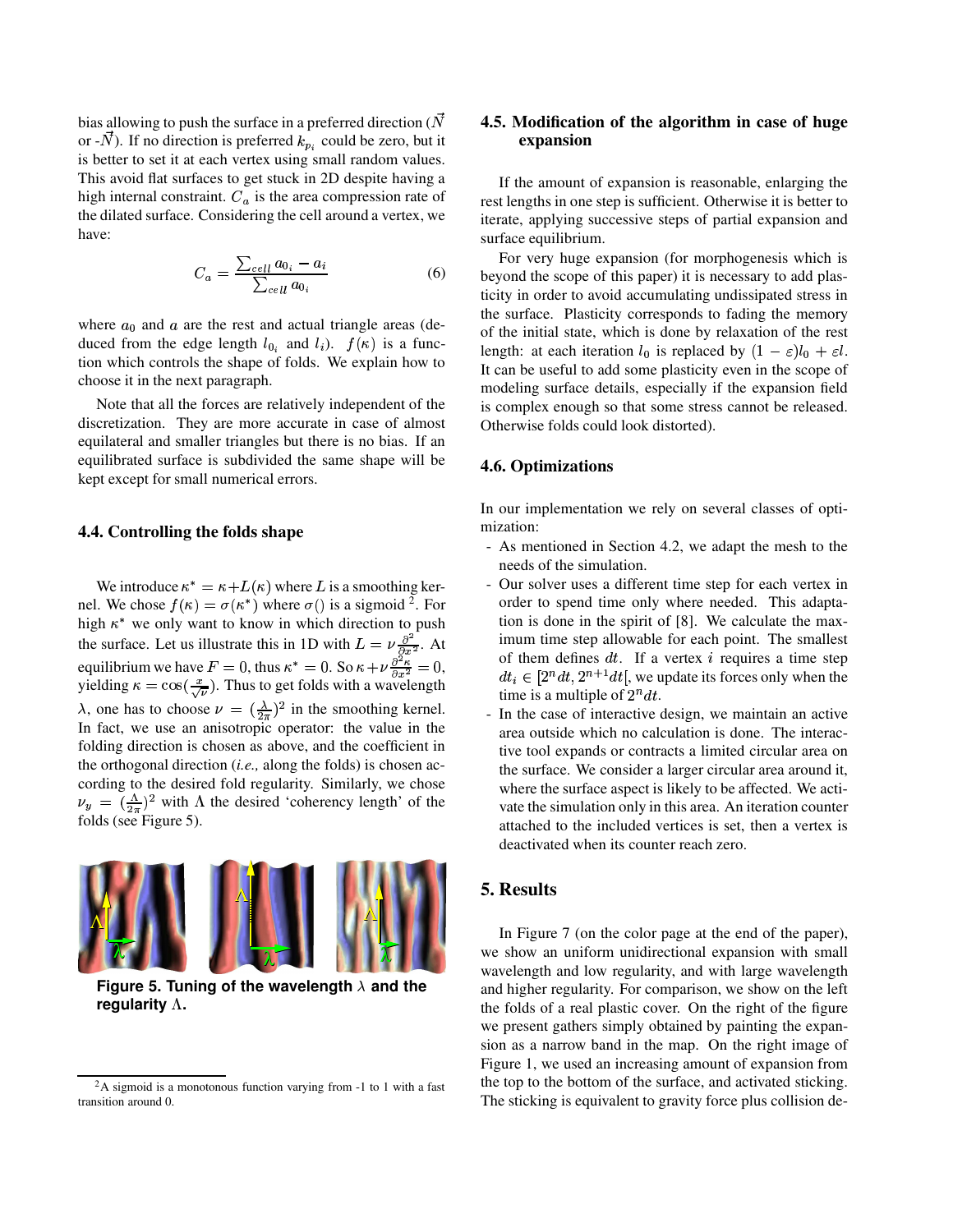bias allowing to push the surface in a preferred direction ($\vec{N}$ or -$\vec{N}$). If no direction is preferred $k_{p_i}$ could be zero, but it is better to set it at each vertex using small random values. This avoid flat surfaces to get stuck in 2D despite having a high internal constraint. $C_a$ is the area compression rate of the dilated surface. Considering the cell around a vertex, we have:

$$C_a = \frac{\sum_{cell} a_{0_i} - a_i}{\sum_{cell} a_{0_i}} \tag{6}$$

where $a_0$ and $a$ are the rest and actual triangle areas (deduced from the edge length $l_{0_i}$ and $l_i$). $f(\kappa)$ is a function which controls the shape of folds. We explain how to choose it in the next paragraph.

Note that all the forces are relatively independent of the discretization. They are more accurate in case of almost equilateral and smaller triangles but there is no bias. If an equilibrated surface is subdivided the same shape will be kept except for small numerical errors.

### 4.4. Controlling the folds shape

We introduce $\kappa^* = \kappa + L(\kappa)$ where $L$ is a smoothing kernel. We chose $f(\kappa) = \sigma(\kappa^*)$ where $\sigma()$ is a sigmoid [2]. For high $\kappa^*$ we only want to know in which direction to push the surface. Let us illustrate this in 1D with $L = \nu\frac{\partial^2}{\partial x^2}$. At equilibrium we have $F = 0$, thus $\kappa^* = 0$. So $\kappa + \nu\frac{\partial^2 \kappa}{\partial x^2} = 0$, yielding $\kappa = \cos(\frac{x}{\sqrt{\nu}})$. Thus to get folds with a wavelength $\lambda$, one has to choose $\nu = (\frac{\lambda}{2\pi})^2$ in the smoothing kernel. In fact, we use an anisotropic operator: the value in the folding direction is chosen as above, and the coefficient in the orthogonal direction (*i.e.,* along the folds) is chosen according to the desired fold regularity. Similarly, we chose $\nu_y = (\frac{\Lambda}{2\pi})^2$ with $\Lambda$ the desired 'coherency length' of the folds (see Figure 5).

**Figure 5. Tuning of the wavelength $\lambda$ and the regularity $\Lambda$.**

[2] A sigmoid is a monotonous function varying from -1 to 1 with a fast transition around 0.

### 4.5. Modification of the algorithm in case of huge expansion

If the amount of expansion is reasonable, enlarging the rest lengths in one step is sufficient. Otherwise it is better to iterate, applying successive steps of partial expansion and surface equilibrium.

For very huge expansion (for morphogenesis which is beyond the scope of this paper) it is necessary to add plasticity in order to avoid accumulating undissipated stress in the surface. Plasticity corresponds to fading the memory of the initial state, which is done by relaxation of the rest length: at each iteration $l_0$ is replaced by $(1 - \varepsilon)l_0 + \varepsilon l$. It can be useful to add some plasticity even in the scope of modeling surface details, especially if the expansion field is complex enough so that some stress cannot be released. Otherwise folds could look distorted).

### 4.6. Optimizations

In our implementation we rely on several classes of optimization:

- As mentioned in Section 4.2, we adapt the mesh to the needs of the simulation.
- Our solver uses a different time step for each vertex in order to spend time only where needed. This adaptation is done in the spirit of [8]. We calculate the maximum time step allowable for each point. The smallest of them defines $dt$. If a vertex $i$ requires a time step $dt_i \in [2^n dt, 2^{n+1}dt[$, we update its forces only when the time is a multiple of $2^n dt$.
- In the case of interactive design, we maintain an active area outside which no calculation is done. The interactive tool expands or contracts a limited circular area on the surface. We consider a larger circular area around it, where the surface aspect is likely to be affected. We activate the simulation only in this area. An iteration counter attached to the included vertices is set, then a vertex is deactivated when its counter reach zero.

## 5. Results

In Figure 7 (on the color page at the end of the paper), we show an uniform unidirectional expansion with small wavelength and low regularity, and with large wavelength and higher regularity. For comparison, we show on the left the folds of a real plastic cover. On the right of the figure we present gathers simply obtained by painting the expansion as a narrow band in the map. On the right image of Figure 1, we used an increasing amount of expansion from the top to the bottom of the surface, and activated sticking. The sticking is equivalent to gravity force plus collision de-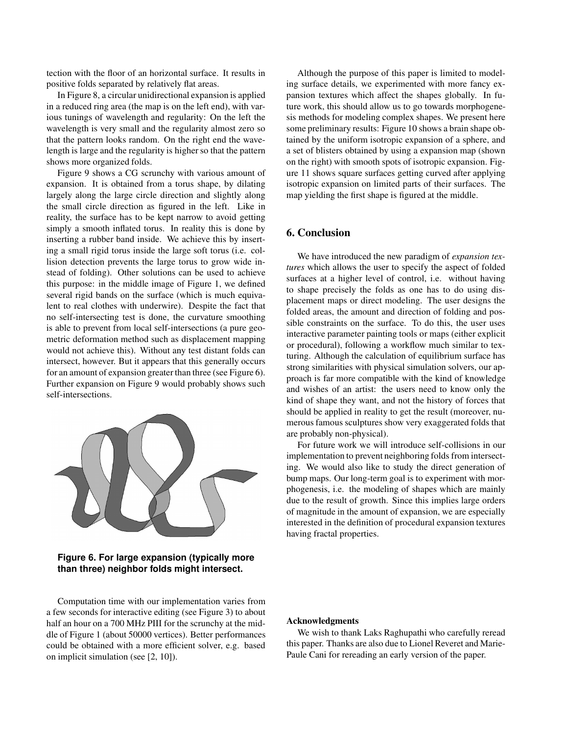tection with the floor of an horizontal surface. It results in positive folds separated by relatively flat areas.

In Figure 8, a circular unidirectional expansion is applied in a reduced ring area (the map is on the left end), with various tunings of wavelength and regularity: On the left the wavelength is very small and the regularity almost zero so that the pattern looks random. On the right end the wavelength is large and the regularity is higher so that the pattern shows more organized folds.

Figure 9 shows a CG scrunchy with various amount of expansion. It is obtained from a torus shape, by dilating largely along the large circle direction and slightly along the small circle direction as figured in the left. Like in reality, the surface has to be kept narrow to avoid getting simply a smooth inflated torus. In reality this is done by inserting a rubber band inside. We achieve this by inserting a small rigid torus inside the large soft torus (i.e. collision detection prevents the large torus to grow wide instead of folding). Other solutions can be used to achieve this purpose: in the middle image of Figure 1, we defined several rigid bands on the surface (which is much equivalent to real clothes with underwire). Despite the fact that no self-intersecting test is done, the curvature smoothing is able to prevent from local self-intersections (a pure geometric deformation method such as displacement mapping would not achieve this). Without any test distant folds can intersect, however. But it appears that this generally occurs for an amount of expansion greater than three (see Figure 6). Further expansion on Figure 9 would probably shows such self-intersections.

**Figure 6. For large expansion (typically more than three) neighbor folds might intersect.**

Computation time with our implementation varies from a few seconds for interactive editing (see Figure 3) to about half an hour on a 700 MHz PIII for the scrunchy at the middle of Figure 1 (about 50000 vertices). Better performances could be obtained with a more efficient solver, e.g. based on implicit simulation (see [2, 10]).

Although the purpose of this paper is limited to modeling surface details, we experimented with more fancy expansion textures which affect the shapes globally. In future work, this should allow us to go towards morphogenesis methods for modeling complex shapes. We present here some preliminary results: Figure 10 shows a brain shape obtained by the uniform isotropic expansion of a sphere, and a set of blisters obtained by using a expansion map (shown on the right) with smooth spots of isotropic expansion. Figure 11 shows square surfaces getting curved after applying isotropic expansion on limited parts of their surfaces. The map yielding the first shape is figured at the middle.

## 6. Conclusion

We have introduced the new paradigm of *expansion textures* which allows the user to specify the aspect of folded surfaces at a higher level of control, i.e. without having to shape precisely the folds as one has to do using displacement maps or direct modeling. The user designs the folded areas, the amount and direction of folding and possible constraints on the surface. To do this, the user uses interactive parameter painting tools or maps (either explicit or procedural), following a workflow much similar to texturing. Although the calculation of equilibrium surface has strong similarities with physical simulation solvers, our approach is far more compatible with the kind of knowledge and wishes of an artist: the users need to know only the kind of shape they want, and not the history of forces that should be applied in reality to get the result (moreover, numerous famous sculptures show very exaggerated folds that are probably non-physical).

For future work we will introduce self-collisions in our implementation to prevent neighboring folds from intersecting. We would also like to study the direct generation of bump maps. Our long-term goal is to experiment with morphogenesis, i.e. the modeling of shapes which are mainly due to the result of growth. Since this implies large orders of magnitude in the amount of expansion, we are especially interested in the definition of procedural expansion textures having fractal properties.

### Acknowledgments

We wish to thank Laks Raghupathi who carefully reread this paper. Thanks are also due to Lionel Reveret and Marie-Paule Cani for rereading an early version of the paper.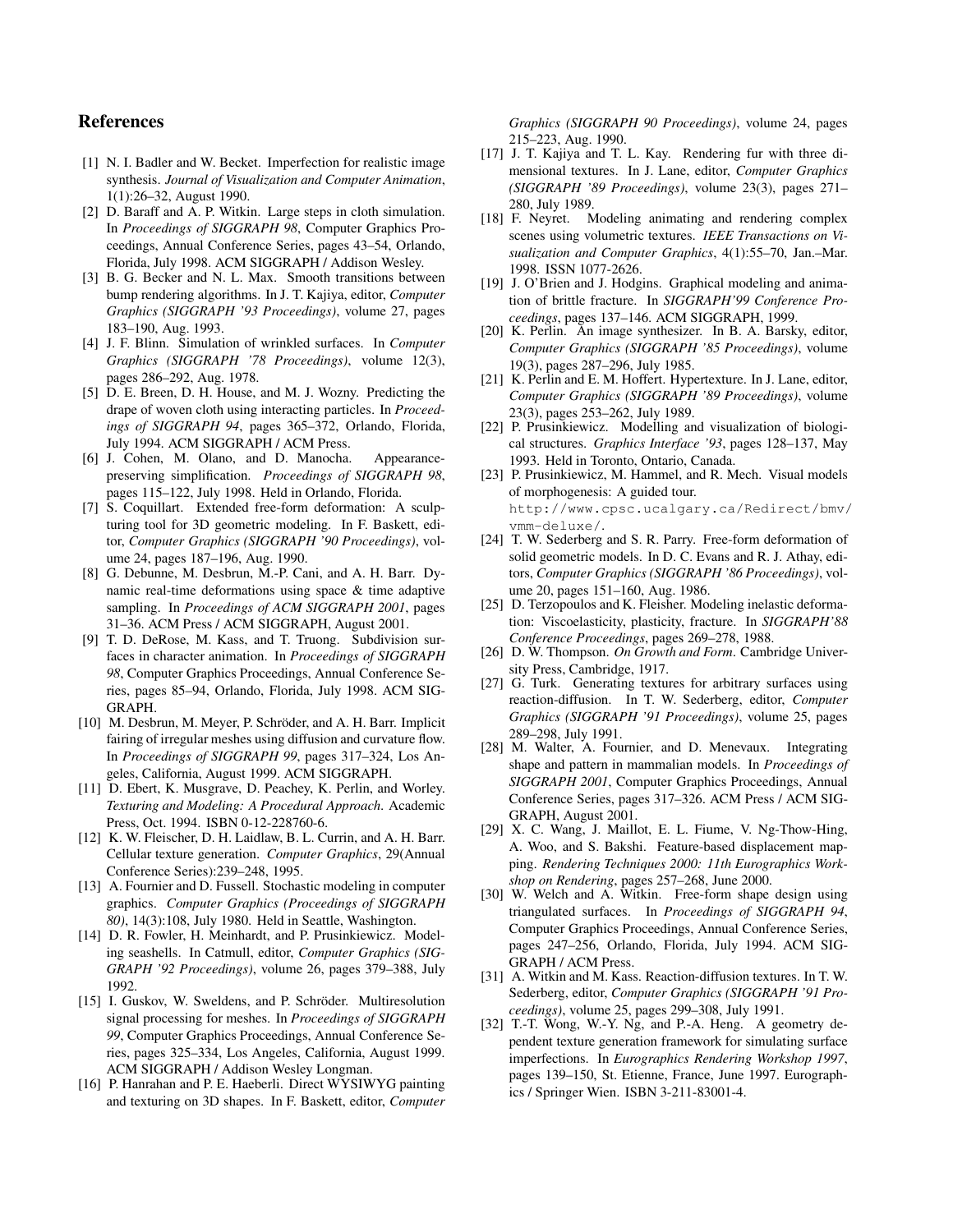## References

[1] N. I. Badler and W. Becket. Imperfection for realistic image synthesis. *Journal of Visualization and Computer Animation*, 1(1):26–32, August 1990.

[2] D. Baraff and A. P. Witkin. Large steps in cloth simulation. In *Proceedings of SIGGRAPH 98*, Computer Graphics Proceedings, Annual Conference Series, pages 43–54, Orlando, Florida, July 1998. ACM SIGGRAPH / Addison Wesley.

[3] B. G. Becker and N. L. Max. Smooth transitions between bump rendering algorithms. In J. T. Kajiya, editor, *Computer Graphics (SIGGRAPH '93 Proceedings)*, volume 27, pages 183–190, Aug. 1993.

[4] J. F. Blinn. Simulation of wrinkled surfaces. In *Computer Graphics (SIGGRAPH '78 Proceedings)*, volume 12(3), pages 286–292, Aug. 1978.

[5] D. E. Breen, D. H. House, and M. J. Wozny. Predicting the drape of woven cloth using interacting particles. In *Proceedings of SIGGRAPH 94*, pages 365–372, Orlando, Florida, July 1994. ACM SIGGRAPH / ACM Press.

[6] J. Cohen, M. Olano, and D. Manocha. Appearance-preserving simplification. *Proceedings of SIGGRAPH 98*, pages 115–122, July 1998. Held in Orlando, Florida.

[7] S. Coquillart. Extended free-form deformation: A sculpturing tool for 3D geometric modeling. In F. Baskett, editor, *Computer Graphics (SIGGRAPH '90 Proceedings)*, volume 24, pages 187–196, Aug. 1990.

[8] G. Debunne, M. Desbrun, M.-P. Cani, and A. H. Barr. Dynamic real-time deformations using space & time adaptive sampling. In *Proceedings of ACM SIGGRAPH 2001*, pages 31–36. ACM Press / ACM SIGGRAPH, August 2001.

[9] T. D. DeRose, M. Kass, and T. Truong. Subdivision surfaces in character animation. In *Proceedings of SIGGRAPH 98*, Computer Graphics Proceedings, Annual Conference Series, pages 85–94, Orlando, Florida, July 1998. ACM SIGGRAPH.

[10] M. Desbrun, M. Meyer, P. Schröder, and A. H. Barr. Implicit fairing of irregular meshes using diffusion and curvature flow. In *Proceedings of SIGGRAPH 99*, pages 317–324, Los Angeles, California, August 1999. ACM SIGGRAPH.

[11] D. Ebert, K. Musgrave, D. Peachey, K. Perlin, and Worley. *Texturing and Modeling: A Procedural Approach*. Academic Press, Oct. 1994. ISBN 0-12-228760-6.

[12] K. W. Fleischer, D. H. Laidlaw, B. L. Currin, and A. H. Barr. Cellular texture generation. *Computer Graphics*, 29(Annual Conference Series):239–248, 1995.

[13] A. Fournier and D. Fussell. Stochastic modeling in computer graphics. *Computer Graphics (Proceedings of SIGGRAPH 80)*, 14(3):108, July 1980. Held in Seattle, Washington.

[14] D. R. Fowler, H. Meinhardt, and P. Prusinkiewicz. Modeling seashells. In Catmull, editor, *Computer Graphics (SIGGRAPH '92 Proceedings)*, volume 26, pages 379–388, July 1992.

[15] I. Guskov, W. Sweldens, and P. Schröder. Multiresolution signal processing for meshes. In *Proceedings of SIGGRAPH 99*, Computer Graphics Proceedings, Annual Conference Series, pages 325–334, Los Angeles, California, August 1999. ACM SIGGRAPH / Addison Wesley Longman.

[16] P. Hanrahan and P. E. Haeberli. Direct WYSIWYG painting and texturing on 3D shapes. In F. Baskett, editor, *Computer Graphics (SIGGRAPH 90 Proceedings)*, volume 24, pages 215–223, Aug. 1990.

[17] J. T. Kajiya and T. L. Kay. Rendering fur with three dimensional textures. In J. Lane, editor, *Computer Graphics (SIGGRAPH '89 Proceedings)*, volume 23(3), pages 271–280, July 1989.

[18] F. Neyret. Modeling animating and rendering complex scenes using volumetric textures. *IEEE Transactions on Visualization and Computer Graphics*, 4(1):55–70, Jan.–Mar. 1998. ISSN 1077-2626.

[19] J. O'Brien and J. Hodgins. Graphical modeling and animation of brittle fracture. In *SIGGRAPH'99 Conference Proceedings*, pages 137–146. ACM SIGGRAPH, 1999.

[20] K. Perlin. An image synthesizer. In B. A. Barsky, editor, *Computer Graphics (SIGGRAPH '85 Proceedings)*, volume 19(3), pages 287–296, July 1985.

[21] K. Perlin and E. M. Hoffert. Hypertexture. In J. Lane, editor, *Computer Graphics (SIGGRAPH '89 Proceedings)*, volume 23(3), pages 253–262, July 1989.

[22] P. Prusinkiewicz. Modelling and visualization of biological structures. *Graphics Interface '93*, pages 128–137, May 1993. Held in Toronto, Ontario, Canada.

[23] P. Prusinkiewicz, M. Hammel, and R. Mech. Visual models of morphogenesis: A guided tour. `http://www.cpsc.ucalgary.ca/Redirect/bmv/vmm-deluxe/`.

[24] T. W. Sederberg and S. R. Parry. Free-form deformation of solid geometric models. In D. C. Evans and R. J. Athay, editors, *Computer Graphics (SIGGRAPH '86 Proceedings)*, volume 20, pages 151–160, Aug. 1986.

[25] D. Terzopoulos and K. Fleisher. Modeling inelastic deformation: Viscoelasticity, plasticity, fracture. In *SIGGRAPH'88 Conference Proceedings*, pages 269–278, 1988.

[26] D. W. Thompson. *On Growth and Form*. Cambridge University Press, Cambridge, 1917.

[27] G. Turk. Generating textures for arbitrary surfaces using reaction-diffusion. In T. W. Sederberg, editor, *Computer Graphics (SIGGRAPH '91 Proceedings)*, volume 25, pages 289–298, July 1991.

[28] M. Walter, A. Fournier, and D. Menevaux. Integrating shape and pattern in mammalian models. In *Proceedings of SIGGRAPH 2001*, Computer Graphics Proceedings, Annual Conference Series, pages 317–326. ACM Press / ACM SIGGRAPH, August 2001.

[29] X. C. Wang, J. Maillot, E. L. Fiume, V. Ng-Thow-Hing, A. Woo, and S. Bakshi. Feature-based displacement mapping. *Rendering Techniques 2000: 11th Eurographics Workshop on Rendering*, pages 257–268, June 2000.

[30] W. Welch and A. Witkin. Free-form shape design using triangulated surfaces. In *Proceedings of SIGGRAPH 94*, Computer Graphics Proceedings, Annual Conference Series, pages 247–256, Orlando, Florida, July 1994. ACM SIGGRAPH / ACM Press.

[31] A. Witkin and M. Kass. Reaction-diffusion textures. In T. W. Sederberg, editor, *Computer Graphics (SIGGRAPH '91 Proceedings)*, volume 25, pages 299–308, July 1991.

[32] T.-T. Wong, W.-Y. Ng, and P.-A. Heng. A geometry dependent texture generation framework for simulating surface imperfections. In *Eurographics Rendering Workshop 1997*, pages 139–150, St. Etienne, France, June 1997. Eurographics / Springer Wien. ISBN 3-211-83001-4.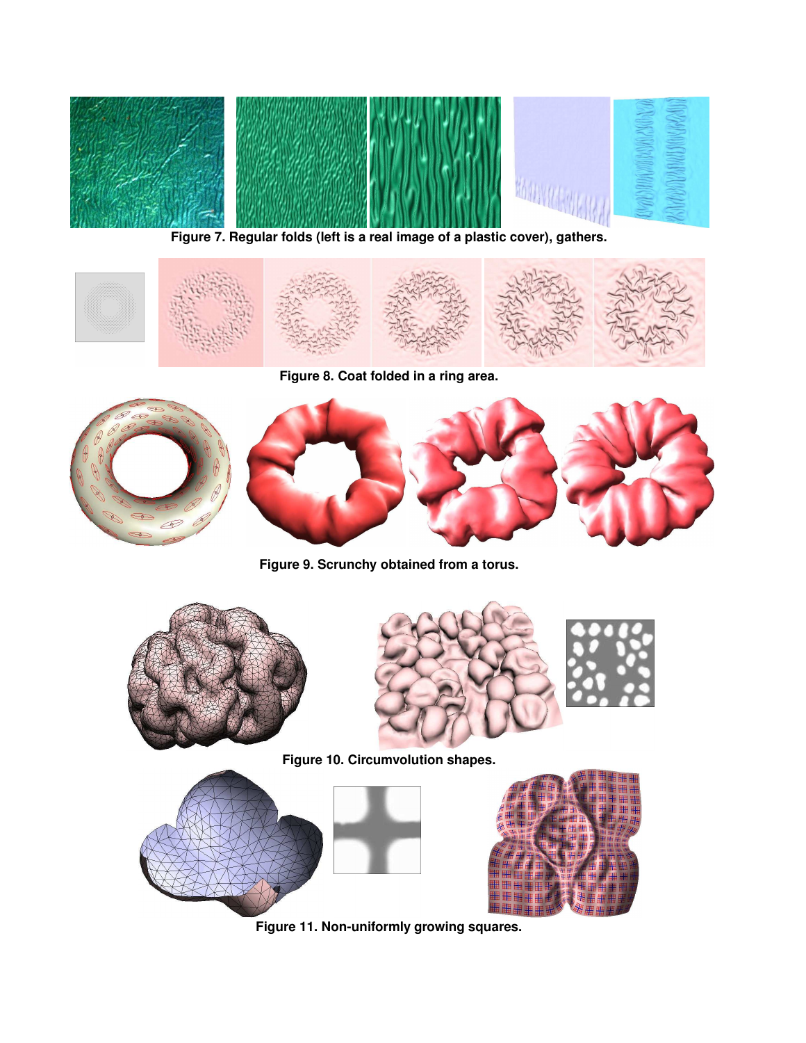Figure 7. Regular folds (left is a real image of a plastic cover), gathers.

Figure 8. Coat folded in a ring area.

Figure 9. Scrunchy obtained from a torus.

Figure 10. Circumvolution shapes.

Figure 11. Non-uniformly growing squares.